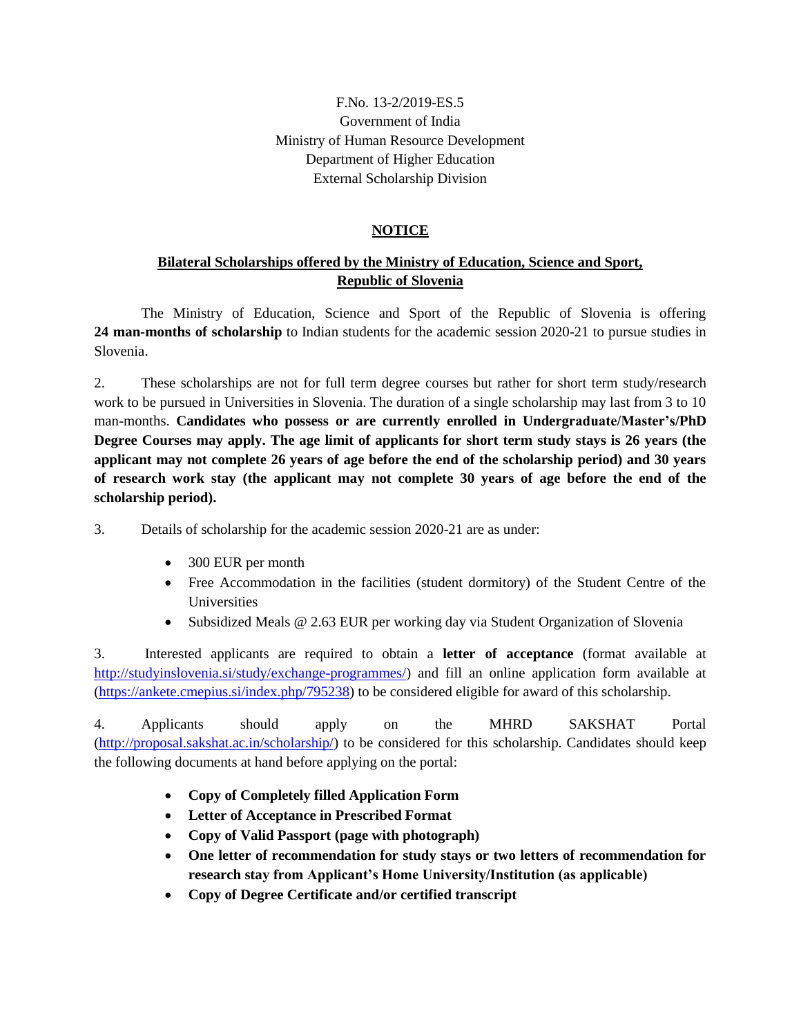F.No. 13-2/2019-ES.5
Government of India
Ministry of Human Resource Development
Department of Higher Education
External Scholarship Division

# NOTICE

## Bilateral Scholarships offered by the Ministry of Education, Science and Sport, Republic of Slovenia

The Ministry of Education, Science and Sport of the Republic of Slovenia is offering **24 man-months of scholarship** to Indian students for the academic session 2020-21 to pursue studies in Slovenia.

2. These scholarships are not for full term degree courses but rather for short term study/research work to be pursued in Universities in Slovenia. The duration of a single scholarship may last from 3 to 10 man-months. **Candidates who possess or are currently enrolled in Undergraduate/Master's/PhD Degree Courses may apply. The age limit of applicants for short term study stays is 26 years (the applicant may not complete 26 years of age before the end of the scholarship period) and 30 years of research work stay (the applicant may not complete 30 years of age before the end of the scholarship period).**

3. Details of scholarship for the academic session 2020-21 are as under:

- 300 EUR per month
- Free Accommodation in the facilities (student dormitory) of the Student Centre of the Universities
- Subsidized Meals @ 2.63 EUR per working day via Student Organization of Slovenia

3. Interested applicants are required to obtain a **letter of acceptance** (format available at http://studyinslovenia.si/study/exchange-programmes/) and fill an online application form available at (https://ankete.cmepius.si/index.php/795238) to be considered eligible for award of this scholarship.

4. Applicants should apply on the MHRD SAKSHAT Portal (http://proposal.sakshat.ac.in/scholarship/) to be considered for this scholarship. Candidates should keep the following documents at hand before applying on the portal:

- **Copy of Completely filled Application Form**
- **Letter of Acceptance in Prescribed Format**
- **Copy of Valid Passport (page with photograph)**
- **One letter of recommendation for study stays or two letters of recommendation for research stay from Applicant's Home University/Institution (as applicable)**
- **Copy of Degree Certificate and/or certified transcript**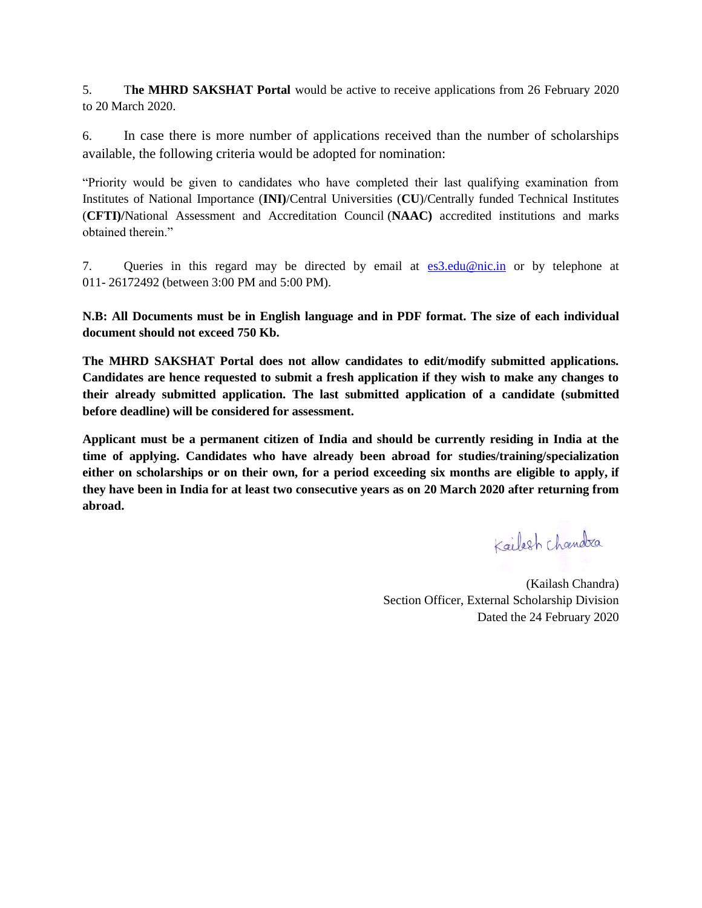5. T**he MHRD SAKSHAT Portal** would be active to receive applications from 26 February 2020 to 20 March 2020.

6. In case there is more number of applications received than the number of scholarships available, the following criteria would be adopted for nomination:

"Priority would be given to candidates who have completed their last qualifying examination from Institutes of National Importance (**INI)**/Central Universities (**CU**)/Centrally funded Technical Institutes (**CFTI)/**National Assessment and Accreditation Council (**NAAC)** accredited institutions and marks obtained therein."

7. Queries in this regard may be directed by email at es3.edu@nic.in or by telephone at 011- 26172492 (between 3:00 PM and 5:00 PM).

**N.B: All Documents must be in English language and in PDF format. The size of each individual document should not exceed 750 Kb.**

**The MHRD SAKSHAT Portal does not allow candidates to edit/modify submitted applications. Candidates are hence requested to submit a fresh application if they wish to make any changes to their already submitted application. The last submitted application of a candidate (submitted before deadline) will be considered for assessment.**

**Applicant must be a permanent citizen of India and should be currently residing in India at the time of applying. Candidates who have already been abroad for studies/training/specialization either on scholarships or on their own, for a period exceeding six months are eligible to apply, if they have been in India for at least two consecutive years as on 20 March 2020 after returning from abroad.**

Kailash Chandra

(Kailash Chandra)
Section Officer, External Scholarship Division
Dated the 24 February 2020